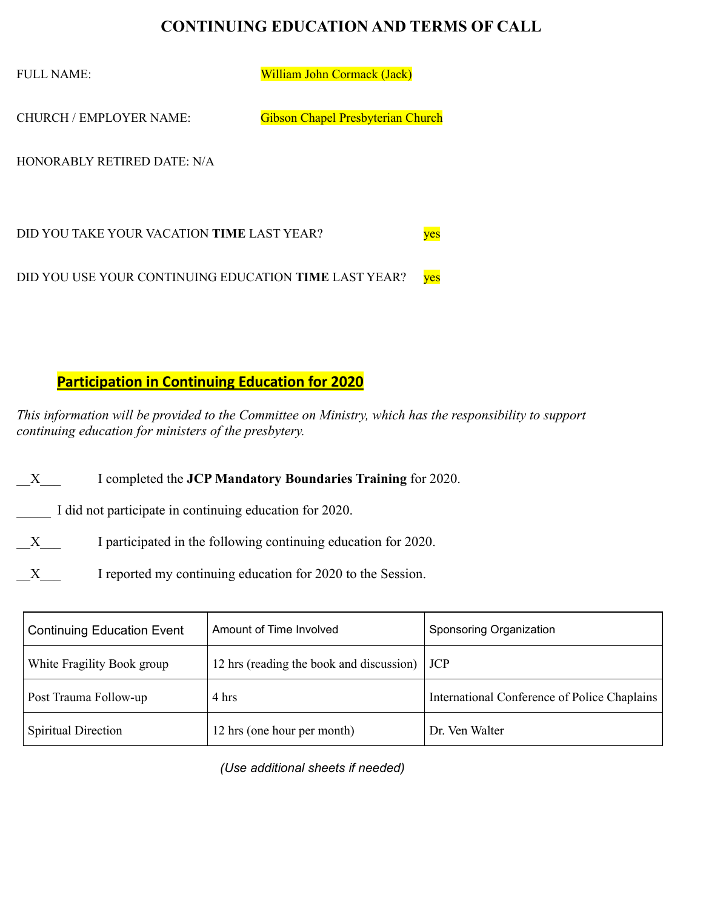# CONTINUING EDUCATION AND TERMS OF CALL

FULL NAME: William John Cormack (Jack)

CHURCH / EMPLOYER NAME: Gibson Chapel Presbyterian Church

HONORABLY RETIRED DATE: N/A

DID YOU TAKE YOUR VACATION **TIME** LAST YEAR? yes

DID YOU USE YOUR CONTINUING EDUCATION **TIME** LAST YEAR? yes

## Participation in Continuing Education for 2020

*This information will be provided to the Committee on Ministry, which has the responsibility to support continuing education for ministers of the presbytery.*

__X___ I completed the **JCP Mandatory Boundaries Training** for 2020.

_____ I did not participate in continuing education for 2020.

__X___ I participated in the following continuing education for 2020.

__X___ I reported my continuing education for 2020 to the Session.

| Continuing Education Event | Amount of Time Involved | Sponsoring Organization |
|---|---|---|
| White Fragility Book group | 12 hrs (reading the book and discussion) | JCP |
| Post Trauma Follow-up | 4 hrs | International Conference of Police Chaplains |
| Spiritual Direction | 12 hrs (one hour per month) | Dr. Ven Walter |

*(Use additional sheets if needed)*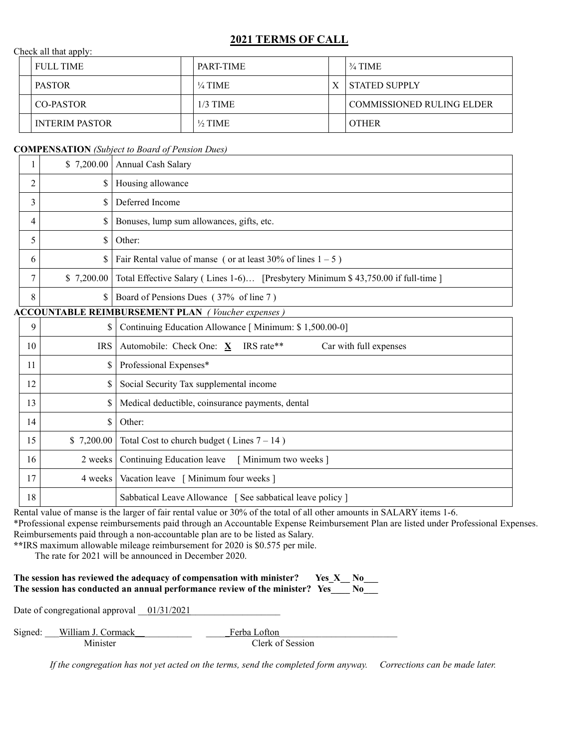# 2021 TERMS OF CALL

Check all that apply:

| | | | | | |
|---|---|---|---|---|---|
| | FULL TIME | | PART-TIME | | ¾ TIME |
| | PASTOR | | ¼ TIME | X | STATED SUPPLY |
| | CO-PASTOR | | 1/3 TIME | | COMMISSIONED RULING ELDER |
| | INTERIM PASTOR | | ½ TIME | | OTHER |

**COMPENSATION** *(Subject to Board of Pension Dues)*

| | | |
|---|---|---|
| 1 | $ 7,200.00 | Annual Cash Salary |
| 2 | $ | Housing allowance |
| 3 | $ | Deferred Income |
| 4 | $ | Bonuses, lump sum allowances, gifts, etc. |
| 5 | $ | Other: |
| 6 | $ | Fair Rental value of manse ( or at least 30% of lines 1 – 5 ) |
| 7 | $ 7,200.00 | Total Effective Salary ( Lines 1-6)… [Presbytery Minimum $ 43,750.00 if full-time ] |
| 8 | $ | Board of Pensions Dues ( 37% of line 7 ) |

**ACCOUNTABLE REIMBURSEMENT PLAN** *( Voucher expenses )*

| | | |
|---|---|---|
| 9 | $ | Continuing Education Allowance [ Minimum: $ 1,500.00-0] |
| 10 | IRS | Automobile: Check One: **X** IRS rate** Car with full expenses |
| 11 | $ | Professional Expenses* |
| 12 | $ | Social Security Tax supplemental income |
| 13 | $ | Medical deductible, coinsurance payments, dental |
| 14 | $ | Other: |
| 15 | $ 7,200.00 | Total Cost to church budget ( Lines 7 – 14 ) |
| 16 | 2 weeks | Continuing Education leave [ Minimum two weeks ] |
| 17 | 4 weeks | Vacation leave [ Minimum four weeks ] |
| 18 | | Sabbatical Leave Allowance [ See sabbatical leave policy ] |

Rental value of manse is the larger of fair rental value or 30% of the total of all other amounts in SALARY items 1-6.

*Professional expense reimbursements paid through an Accountable Expense Reimbursement Plan are listed under Professional Expenses. Reimbursements paid through a non-accountable plan are to be listed as Salary.

**IRS maximum allowable mileage reimbursement for 2020 is $0.575 per mile.
The rate for 2021 will be announced in December 2020.

**The session has reviewed the adequacy of compensation with minister? Yes_X__ No___**
**The session has conducted an annual performance review of the minister? Yes____ No___**

Date of congregational approval __01/31/2021__________________

Signed: ___William J. Cormack__________ _____Ferba Lofton_______________________
Minister Clerk of Session

*If the congregation has not yet acted on the terms, send the completed form anyway. Corrections can be made later.*